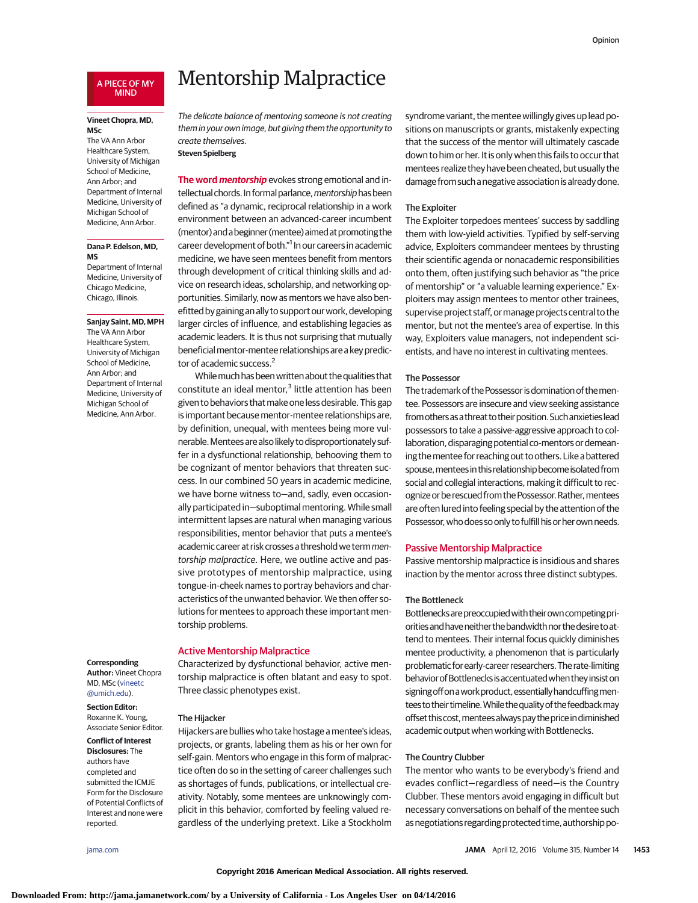A PIECE OF MY MIND

# Mentorship Malpractice

**Vineet Chopra, MD, MSc**
The VA Ann Arbor Healthcare System, University of Michigan School of Medicine, Ann Arbor; and Department of Internal Medicine, University of Michigan School of Medicine, Ann Arbor.

**Dana P. Edelson, MD, MS**
Department of Internal Medicine, University of Chicago Medicine, Chicago, Illinois.

**Sanjay Saint, MD, MPH**
The VA Ann Arbor Healthcare System, University of Michigan School of Medicine, Ann Arbor; and Department of Internal Medicine, University of Michigan School of Medicine, Ann Arbor.

*The delicate balance of mentoring someone is not creating them in your own image, but giving them the opportunity to create themselves.*
**Steven Spielberg**

**The word *mentorship*** evokes strong emotional and intellectual chords. In formal parlance, *mentorship* has been defined as "a dynamic, reciprocal relationship in a work environment between an advanced-career incumbent (mentor) and a beginner (mentee) aimed at promoting the career development of both."[1] In our careers in academic medicine, we have seen mentees benefit from mentors through development of critical thinking skills and advice on research ideas, scholarship, and networking opportunities. Similarly, now as mentors we have also benefitted by gaining an ally to support our work, developing larger circles of influence, and establishing legacies as academic leaders. It is thus not surprising that mutually beneficial mentor-mentee relationships are a key predictor of academic success.[2]

While much has been written about the qualities that constitute an ideal mentor,[3] little attention has been given to behaviors that make one less desirable. This gap is important because mentor-mentee relationships are, by definition, unequal, with mentees being more vulnerable. Mentees are also likely to disproportionately suffer in a dysfunctional relationship, behooving them to be cognizant of mentor behaviors that threaten success. In our combined 50 years in academic medicine, we have borne witness to—and, sadly, even occasionally participated in—suboptimal mentoring. While small intermittent lapses are natural when managing various responsibilities, mentor behavior that puts a mentee's academic career at risk crosses a threshold we term *mentorship malpractice*. Here, we outline active and passive prototypes of mentorship malpractice, using tongue-in-cheek names to portray behaviors and characteristics of the unwanted behavior. We then offer solutions for mentees to approach these important mentorship problems.

## Active Mentorship Malpractice

Characterized by dysfunctional behavior, active mentorship malpractice is often blatant and easy to spot. Three classic phenotypes exist.

### The Hijacker

Hijackers are bullies who take hostage a mentee's ideas, projects, or grants, labeling them as his or her own for self-gain. Mentors who engage in this form of malpractice often do so in the setting of career challenges such as shortages of funds, publications, or intellectual creativity. Notably, some mentees are unknowingly complicit in this behavior, comforted by feeling valued regardless of the underlying pretext. Like a Stockholm syndrome variant, the mentee willingly gives up lead positions on manuscripts or grants, mistakenly expecting that the success of the mentor will ultimately cascade down to him or her. It is only when this fails to occur that mentees realize they have been cheated, but usually the damage from such a negative association is already done.

### The Exploiter

The Exploiter torpedoes mentees' success by saddling them with low-yield activities. Typified by self-serving advice, Exploiters commandeer mentees by thrusting their scientific agenda or nonacademic responsibilities onto them, often justifying such behavior as "the price of mentorship" or "a valuable learning experience." Exploiters may assign mentees to mentor other trainees, supervise project staff, or manage projects central to the mentor, but not the mentee's area of expertise. In this way, Exploiters value managers, not independent scientists, and have no interest in cultivating mentees.

### The Possessor

The trademark of the Possessor is domination of the mentee. Possessors are insecure and view seeking assistance from others as a threat to their position. Such anxieties lead possessors to take a passive-aggressive approach to collaboration, disparaging potential co-mentors or demeaning the mentee for reaching out to others. Like a battered spouse, mentees in this relationship become isolated from social and collegial interactions, making it difficult to recognize or be rescued from the Possessor. Rather, mentees are often lured into feeling special by the attention of the Possessor, who does so only to fulfill his or her own needs.

## Passive Mentorship Malpractice

Passive mentorship malpractice is insidious and shares inaction by the mentor across three distinct subtypes.

### The Bottleneck

Bottlenecks are preoccupied with their own competing priorities and have neither the bandwidth nor the desire to attend to mentees. Their internal focus quickly diminishes mentee productivity, a phenomenon that is particularly problematic for early-career researchers. The rate-limiting behavior of Bottlenecks is accentuated when they insist on signing off on a work product, essentially handcuffing mentees to their timeline. While the quality of the feedback may offset this cost, mentees always pay the price in diminished academic output when working with Bottlenecks.

### The Country Clubber

The mentor who wants to be everybody's friend and evades conflict—regardless of need—is the Country Clubber. These mentors avoid engaging in difficult but necessary conversations on behalf of the mentee such as negotiations regarding protected time, authorship po-

**Corresponding Author:** Vineet Chopra MD, MSc (vineetc@umich.edu).

**Section Editor:** Roxanne K. Young, Associate Senior Editor.

**Conflict of Interest Disclosures:** The authors have completed and submitted the ICMJE Form for the Disclosure of Potential Conflicts of Interest and none were reported.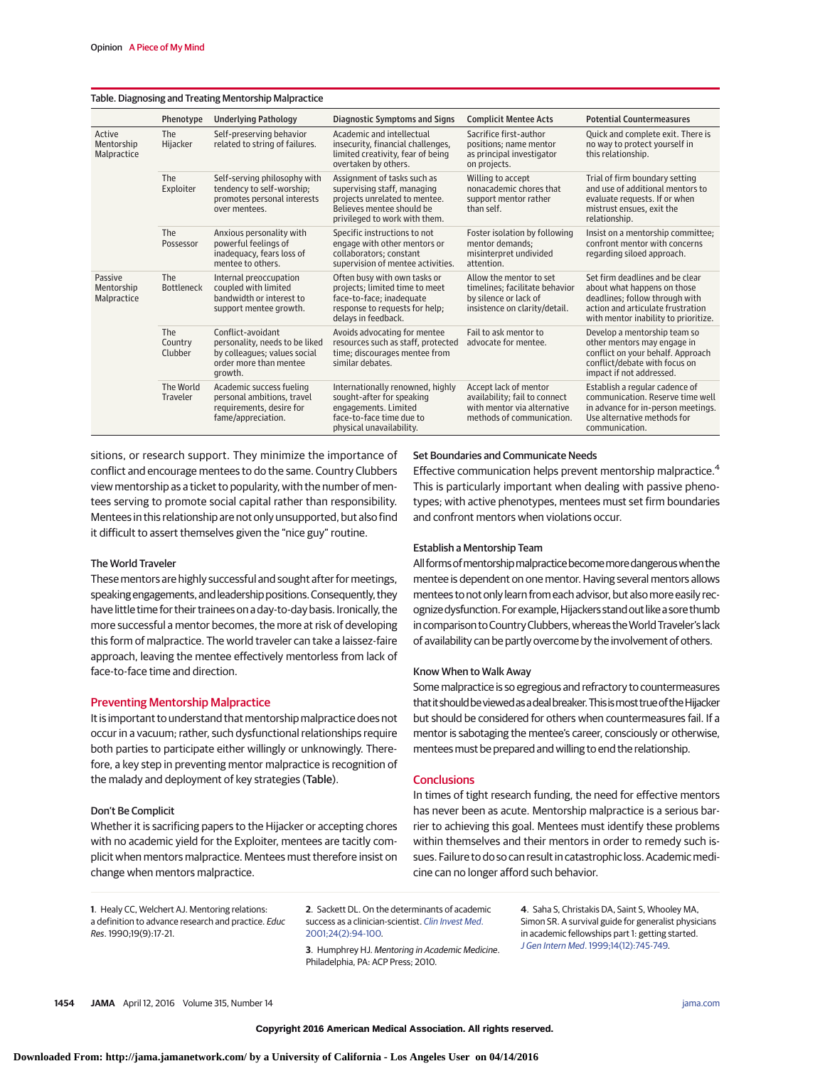Table. Diagnosing and Treating Mentorship Malpractice

| | Phenotype | Underlying Pathology | Diagnostic Symptoms and Signs | Complicit Mentee Acts | Potential Countermeasures |
|---|---|---|---|---|---|
| Active Mentorship Malpractice | The Hijacker | Self-preserving behavior related to string of failures. | Academic and intellectual insecurity, financial challenges, limited creativity, fear of being overtaken by others. | Sacrifice first-author positions; name mentor as principal investigator on projects. | Quick and complete exit. There is no way to protect yourself in this relationship. |
| | The Exploiter | Self-serving philosophy with tendency to self-worship; promotes personal interests over mentees. | Assignment of tasks such as supervising staff, managing projects unrelated to mentee. Believes mentee should be privileged to work with them. | Willing to accept nonacademic chores that support mentor rather than self. | Trial of firm boundary setting and use of additional mentors to evaluate requests. If or when mistrust ensues, exit the relationship. |
| | The Possessor | Anxious personality with powerful feelings of inadequacy, fears loss of mentee to others. | Specific instructions to not engage with other mentors or collaborators; constant supervision of mentee activities. | Foster isolation by following mentor demands; misinterpret undivided attention. | Insist on a mentorship committee; confront mentor with concerns regarding siloed approach. |
| Passive Mentorship Malpractice | The Bottleneck | Internal preoccupation coupled with limited bandwidth or interest to support mentee growth. | Often busy with own tasks or projects; limited time to meet face-to-face; inadequate response to requests for help; delays in feedback. | Allow the mentor to set timelines; facilitate behavior by silence or lack of insistence on clarity/detail. | Set firm deadlines and be clear about what happens on those deadlines; follow through with action and articulate frustration with mentor inability to prioritize. |
| | The Country Clubber | Conflict-avoidant personality, needs to be liked by colleagues; values social order more than mentee growth. | Avoids advocating for mentee resources such as staff, protected time; discourages mentee from similar debates. | Fail to ask mentor to advocate for mentee. | Develop a mentorship team so other mentors may engage in conflict on your behalf. Approach conflict/debate with focus on impact if not addressed. |
| | The World Traveler | Academic success fueling personal ambitions, travel requirements, desire for fame/appreciation. | Internationally renowned, highly sought-after for speaking engagements. Limited face-to-face time due to physical unavailability. | Accept lack of mentor availability; fail to connect with mentor via alternative methods of communication. | Establish a regular cadence of communication. Reserve time well in advance for in-person meetings. Use alternative methods for communication. |

sitions, or research support. They minimize the importance of conflict and encourage mentees to do the same. Country Clubbers view mentorship as a ticket to popularity, with the number of mentees serving to promote social capital rather than responsibility. Mentees in this relationship are not only unsupported, but also find it difficult to assert themselves given the "nice guy" routine.

### The World Traveler

These mentors are highly successful and sought after for meetings, speaking engagements, and leadership positions. Consequently, they have little time for their trainees on a day-to-day basis. Ironically, the more successful a mentor becomes, the more at risk of developing this form of malpractice. The world traveler can take a laissez-faire approach, leaving the mentee effectively mentorless from lack of face-to-face time and direction.

## Preventing Mentorship Malpractice

It is important to understand that mentorship malpractice does not occur in a vacuum; rather, such dysfunctional relationships require both parties to participate either willingly or unknowingly. Therefore, a key step in preventing mentor malpractice is recognition of the malady and deployment of key strategies (Table).

### Don't Be Complicit

Whether it is sacrificing papers to the Hijacker or accepting chores with no academic yield for the Exploiter, mentees are tacitly complicit when mentors malpractice. Mentees must therefore insist on change when mentors malpractice.

### Set Boundaries and Communicate Needs

Effective communication helps prevent mentorship malpractice.[4] This is particularly important when dealing with passive phenotypes; with active phenotypes, mentees must set firm boundaries and confront mentors when violations occur.

### Establish a Mentorship Team

All forms of mentorship malpractice become more dangerous when the mentee is dependent on one mentor. Having several mentors allows mentees to not only learn from each advisor, but also more easily recognize dysfunction. For example, Hijackers stand out like a sore thumb in comparison to Country Clubbers, whereas the World Traveler's lack of availability can be partly overcome by the involvement of others.

### Know When to Walk Away

Some malpractice is so egregious and refractory to countermeasures that it should be viewed as a deal breaker. This is most true of the Hijacker but should be considered for others when countermeasures fail. If a mentor is sabotaging the mentee's career, consciously or otherwise, mentees must be prepared and willing to end the relationship.

## Conclusions

In times of tight research funding, the need for effective mentors has never been as acute. Mentorship malpractice is a serious barrier to achieving this goal. Mentees must identify these problems within themselves and their mentors in order to remedy such issues. Failure to do so can result in catastrophic loss. Academic medicine can no longer afford such behavior.

1. Healy CC, Welchert AJ. Mentoring relations: a definition to advance research and practice. *Educ Res*. 1990;19(9):17-21.

2. Sackett DL. On the determinants of academic success as a clinician-scientist. *Clin Invest Med*. 2001;24(2):94-100.

3. Humphrey HJ. *Mentoring in Academic Medicine*. Philadelphia, PA: ACP Press; 2010.

4. Saha S, Christakis DA, Saint S, Whooley MA, Simon SR. A survival guide for generalist physicians in academic fellowships part 1: getting started. *J Gen Intern Med*. 1999;14(12):745-749.